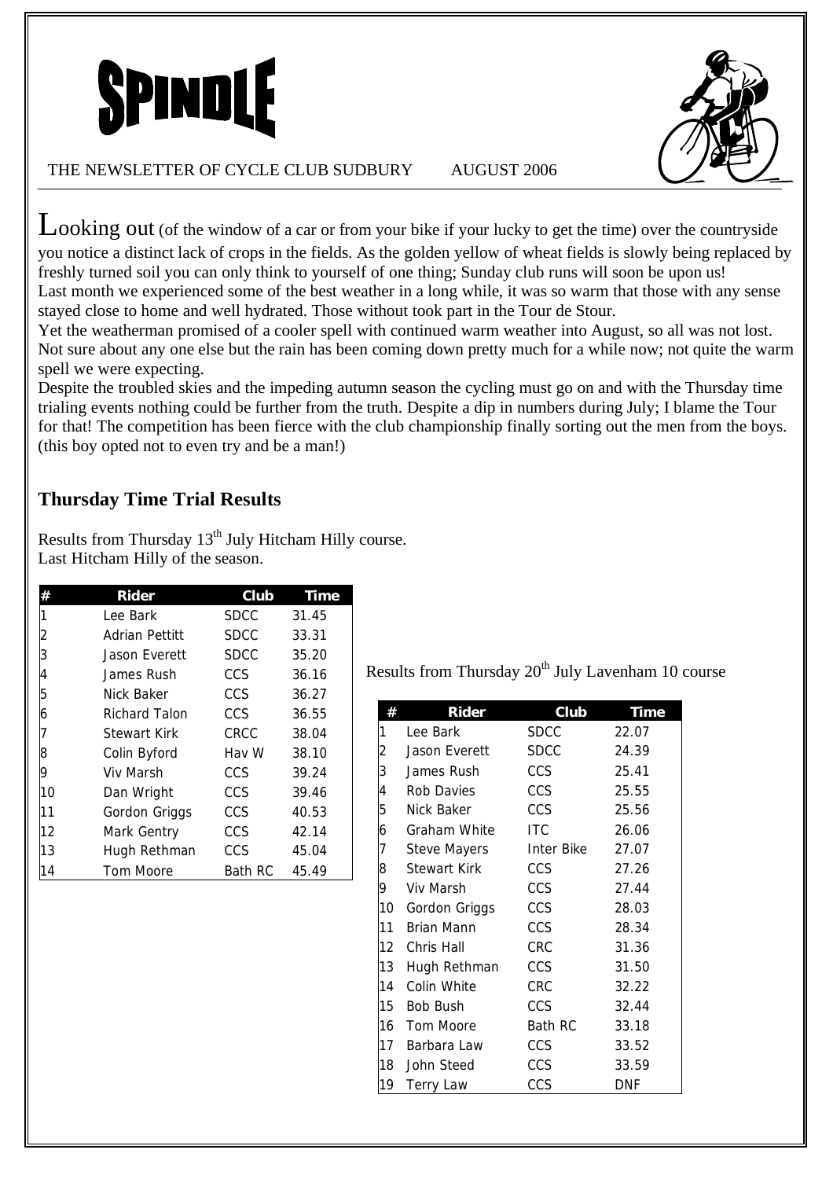# SPINDLE

THE NEWSLETTER OF CYCLE CLUB SUDBURY AUGUST 2006

Looking out (of the window of a car or from your bike if your lucky to get the time) over the countryside you notice a distinct lack of crops in the fields. As the golden yellow of wheat fields is slowly being replaced by freshly turned soil you can only think to yourself of one thing; Sunday club runs will soon be upon us!
Last month we experienced some of the best weather in a long while, it was so warm that those with any sense stayed close to home and well hydrated. Those without took part in the Tour de Stour.
Yet the weatherman promised of a cooler spell with continued warm weather into August, so all was not lost. Not sure about any one else but the rain has been coming down pretty much for a while now; not quite the warm spell we were expecting.
Despite the troubled skies and the impeding autumn season the cycling must go on and with the Thursday time trialing events nothing could be further from the truth. Despite a dip in numbers during July; I blame the Tour for that! The competition has been fierce with the club championship finally sorting out the men from the boys. (this boy opted not to even try and be a man!)

## Thursday Time Trial Results

Results from Thursday 13th July Hitcham Hilly course.
Last Hitcham Hilly of the season.

| # | Rider | Club | Time |
|---|---|---|---|
| 1 | Lee Bark | SDCC | 31.45 |
| 2 | Adrian Pettitt | SDCC | 33.31 |
| 3 | Jason Everett | SDCC | 35.20 |
| 4 | James Rush | CCS | 36.16 |
| 5 | Nick Baker | CCS | 36.27 |
| 6 | Richard Talon | CCS | 36.55 |
| 7 | Stewart Kirk | CRCC | 38.04 |
| 8 | Colin Byford | Hav W | 38.10 |
| 9 | Viv Marsh | CCS | 39.24 |
| 10 | Dan Wright | CCS | 39.46 |
| 11 | Gordon Griggs | CCS | 40.53 |
| 12 | Mark Gentry | CCS | 42.14 |
| 13 | Hugh Rethman | CCS | 45.04 |
| 14 | Tom Moore | Bath RC | 45.49 |

Results from Thursday 20th July Lavenham 10 course

| # | Rider | Club | Time |
|---|---|---|---|
| 1 | Lee Bark | SDCC | 22.07 |
| 2 | Jason Everett | SDCC | 24.39 |
| 3 | James Rush | CCS | 25.41 |
| 4 | Rob Davies | CCS | 25.55 |
| 5 | Nick Baker | CCS | 25.56 |
| 6 | Graham White | ITC | 26.06 |
| 7 | Steve Mayers | Inter Bike | 27.07 |
| 8 | Stewart Kirk | CCS | 27.26 |
| 9 | Viv Marsh | CCS | 27.44 |
| 10 | Gordon Griggs | CCS | 28.03 |
| 11 | Brian Mann | CCS | 28.34 |
| 12 | Chris Hall | CRC | 31.36 |
| 13 | Hugh Rethman | CCS | 31.50 |
| 14 | Colin White | CRC | 32.22 |
| 15 | Bob Bush | CCS | 32.44 |
| 16 | Tom Moore | Bath RC | 33.18 |
| 17 | Barbara Law | CCS | 33.52 |
| 18 | John Steed | CCS | 33.59 |
| 19 | Terry Law | CCS | DNF |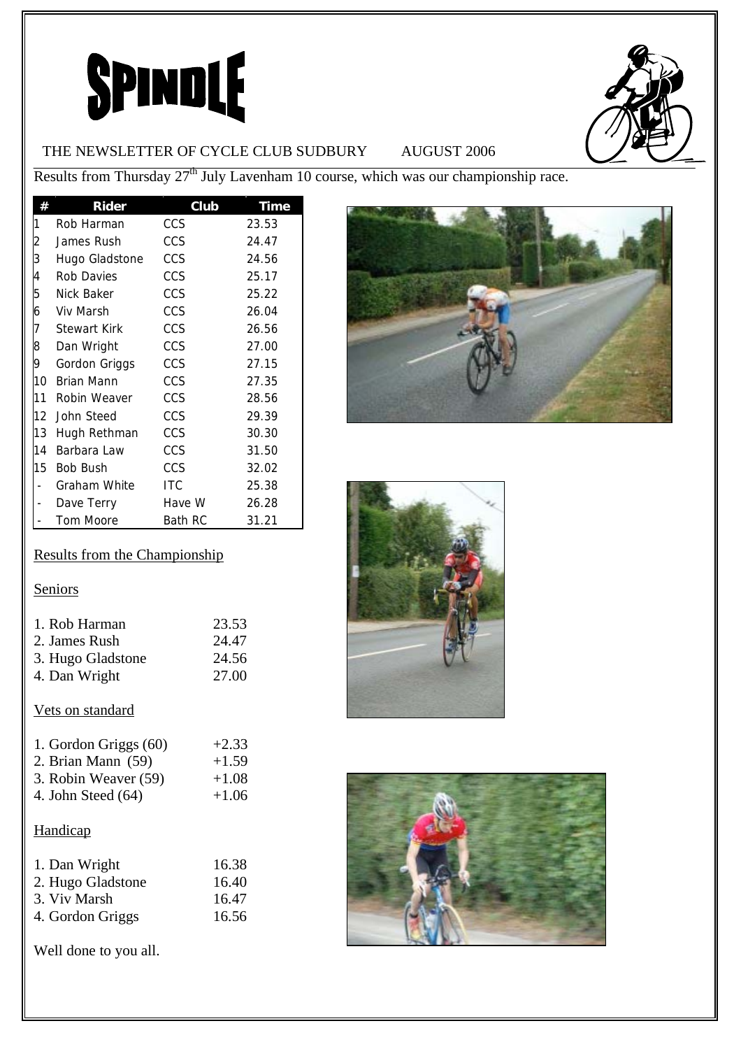# SPINDLE

THE NEWSLETTER OF CYCLE CLUB SUDBURY AUGUST 2006

Results from Thursday 27th July Lavenham 10 course, which was our championship race.

| # | Rider | Club | Time |
|---|---|---|---|
| 1 | Rob Harman | CCS | 23.53 |
| 2 | James Rush | CCS | 24.47 |
| 3 | Hugo Gladstone | CCS | 24.56 |
| 4 | Rob Davies | CCS | 25.17 |
| 5 | Nick Baker | CCS | 25.22 |
| 6 | Viv Marsh | CCS | 26.04 |
| 7 | Stewart Kirk | CCS | 26.56 |
| 8 | Dan Wright | CCS | 27.00 |
| 9 | Gordon Griggs | CCS | 27.15 |
| 10 | Brian Mann | CCS | 27.35 |
| 11 | Robin Weaver | CCS | 28.56 |
| 12 | John Steed | CCS | 29.39 |
| 13 | Hugh Rethman | CCS | 30.30 |
| 14 | Barbara Law | CCS | 31.50 |
| 15 | Bob Bush | CCS | 32.02 |
| - | Graham White | ITC | 25.38 |
| - | Dave Terry | Have W | 26.28 |
| - | Tom Moore | Bath RC | 31.21 |

## Results from the Championship

### Seniors

1. Rob Harman 23.53
2. James Rush 24.47
3. Hugo Gladstone 24.56
4. Dan Wright 27.00

### Vets on standard

1. Gordon Griggs (60) +2.33
2. Brian Mann (59) +1.59
3. Robin Weaver (59) +1.08
4. John Steed (64) +1.06

### Handicap

1. Dan Wright 16.38
2. Hugo Gladstone 16.40
3. Viv Marsh 16.47
4. Gordon Griggs 16.56

Well done to you all.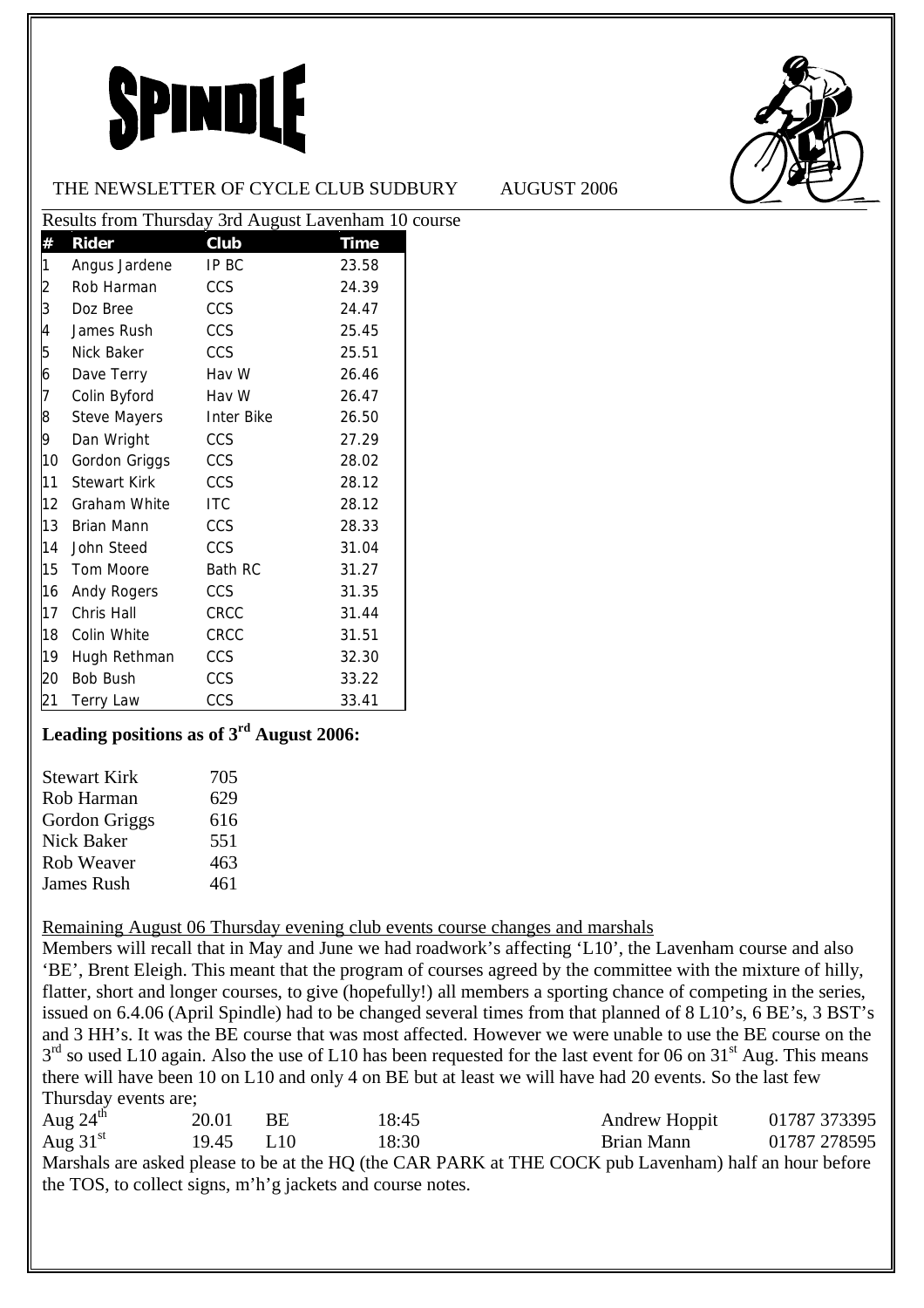# SPINDLE

THE NEWSLETTER OF CYCLE CLUB SUDBURY AUGUST 2006

Results from Thursday 3rd August Lavenham 10 course

| # | Rider | Club | Time |
|---|---|---|---|
| 1 | Angus Jardene | IP BC | 23.58 |
| 2 | Rob Harman | CCS | 24.39 |
| 3 | Doz Bree | CCS | 24.47 |
| 4 | James Rush | CCS | 25.45 |
| 5 | Nick Baker | CCS | 25.51 |
| 6 | Dave Terry | Hav W | 26.46 |
| 7 | Colin Byford | Hav W | 26.47 |
| 8 | Steve Mayers | Inter Bike | 26.50 |
| 9 | Dan Wright | CCS | 27.29 |
| 10 | Gordon Griggs | CCS | 28.02 |
| 11 | Stewart Kirk | CCS | 28.12 |
| 12 | Graham White | ITC | 28.12 |
| 13 | Brian Mann | CCS | 28.33 |
| 14 | John Steed | CCS | 31.04 |
| 15 | Tom Moore | Bath RC | 31.27 |
| 16 | Andy Rogers | CCS | 31.35 |
| 17 | Chris Hall | CRCC | 31.44 |
| 18 | Colin White | CRCC | 31.51 |
| 19 | Hugh Rethman | CCS | 32.30 |
| 20 | Bob Bush | CCS | 33.22 |
| 21 | Terry Law | CCS | 33.41 |

**Leading positions as of 3rd August 2006:**

| | |
|---|---|
| Stewart Kirk | 705 |
| Rob Harman | 629 |
| Gordon Griggs | 616 |
| Nick Baker | 551 |
| Rob Weaver | 463 |
| James Rush | 461 |

Remaining August 06 Thursday evening club events course changes and marshals

Members will recall that in May and June we had roadwork's affecting 'L10', the Lavenham course and also 'BE', Brent Eleigh. This meant that the program of courses agreed by the committee with the mixture of hilly, flatter, short and longer courses, to give (hopefully!) all members a sporting chance of competing in the series, issued on 6.4.06 (April Spindle) had to be changed several times from that planned of 8 L10's, 6 BE's, 3 BST's and 3 HH's. It was the BE course that was most affected. However we were unable to use the BE course on the 3rd so used L10 again. Also the use of L10 has been requested for the last event for 06 on 31st Aug. This means there will have been 10 on L10 and only 4 on BE but at least we will have had 20 events. So the last few Thursday events are;

| | | | | | |
|---|---|---|---|---|---|
| Aug 24th | 20.01 | BE | 18:45 | Andrew Hoppit | 01787 373395 |
| Aug 31st | 19.45 | L10 | 18:30 | Brian Mann | 01787 278595 |

Marshals are asked please to be at the HQ (the CAR PARK at THE COCK pub Lavenham) half an hour before the TOS, to collect signs, m'h'g jackets and course notes.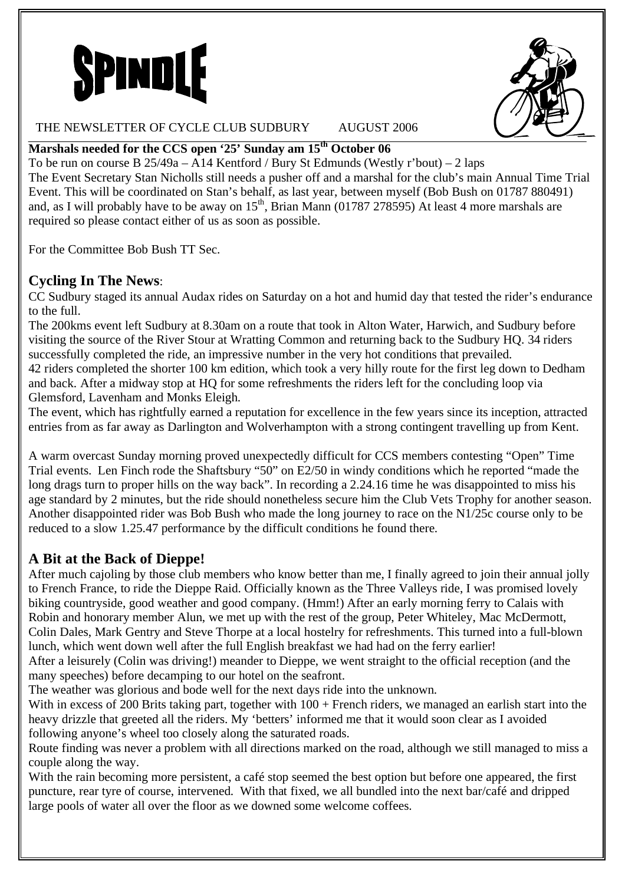# SPINDLE

THE NEWSLETTER OF CYCLE CLUB SUDBURY AUGUST 2006

**Marshals needed for the CCS open '25' Sunday am 15th October 06**

To be run on course B 25/49a – A14 Kentford / Bury St Edmunds (Westly r'bout) – 2 laps
The Event Secretary Stan Nicholls still needs a pusher off and a marshal for the club's main Annual Time Trial Event. This will be coordinated on Stan's behalf, as last year, between myself (Bob Bush on 01787 880491) and, as I will probably have to be away on 15th, Brian Mann (01787 278595) At least 4 more marshals are required so please contact either of us as soon as possible.

For the Committee Bob Bush TT Sec.

## Cycling In The News:

CC Sudbury staged its annual Audax rides on Saturday on a hot and humid day that tested the rider's endurance to the full.
The 200kms event left Sudbury at 8.30am on a route that took in Alton Water, Harwich, and Sudbury before visiting the source of the River Stour at Wratting Common and returning back to the Sudbury HQ. 34 riders successfully completed the ride, an impressive number in the very hot conditions that prevailed.
42 riders completed the shorter 100 km edition, which took a very hilly route for the first leg down to Dedham and back. After a midway stop at HQ for some refreshments the riders left for the concluding loop via Glemsford, Lavenham and Monks Eleigh.
The event, which has rightfully earned a reputation for excellence in the few years since its inception, attracted entries from as far away as Darlington and Wolverhampton with a strong contingent travelling up from Kent.

A warm overcast Sunday morning proved unexpectedly difficult for CCS members contesting "Open" Time Trial events. Len Finch rode the Shaftsbury "50" on E2/50 in windy conditions which he reported "made the long drags turn to proper hills on the way back". In recording a 2.24.16 time he was disappointed to miss his age standard by 2 minutes, but the ride should nonetheless secure him the Club Vets Trophy for another season. Another disappointed rider was Bob Bush who made the long journey to race on the N1/25c course only to be reduced to a slow 1.25.47 performance by the difficult conditions he found there.

## A Bit at the Back of Dieppe!

After much cajoling by those club members who know better than me, I finally agreed to join their annual jolly to French France, to ride the Dieppe Raid. Officially known as the Three Valleys ride, I was promised lovely biking countryside, good weather and good company. (Hmm!) After an early morning ferry to Calais with Robin and honorary member Alun, we met up with the rest of the group, Peter Whiteley, Mac McDermott, Colin Dales, Mark Gentry and Steve Thorpe at a local hostelry for refreshments. This turned into a full-blown lunch, which went down well after the full English breakfast we had had on the ferry earlier!
After a leisurely (Colin was driving!) meander to Dieppe, we went straight to the official reception (and the many speeches) before decamping to our hotel on the seafront.
The weather was glorious and bode well for the next days ride into the unknown.
With in excess of 200 Brits taking part, together with 100 + French riders, we managed an earlish start into the heavy drizzle that greeted all the riders. My 'betters' informed me that it would soon clear as I avoided following anyone's wheel too closely along the saturated roads.
Route finding was never a problem with all directions marked on the road, although we still managed to miss a couple along the way.
With the rain becoming more persistent, a café stop seemed the best option but before one appeared, the first puncture, rear tyre of course, intervened. With that fixed, we all bundled into the next bar/café and dripped large pools of water all over the floor as we downed some welcome coffees.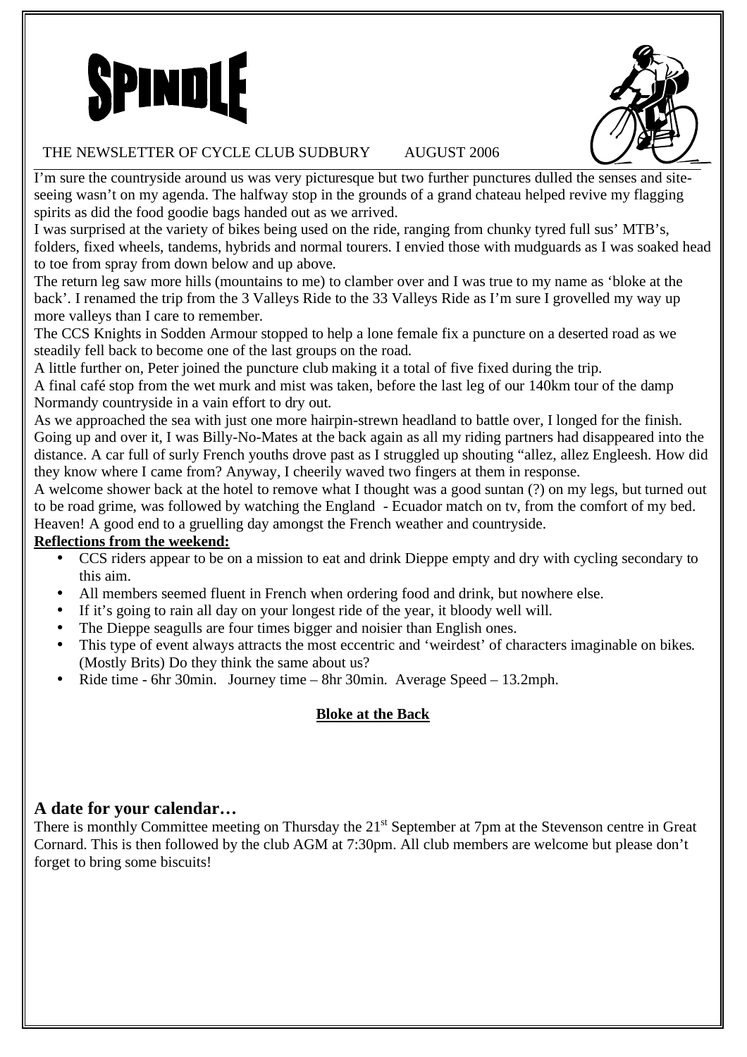# SPINDLE

THE NEWSLETTER OF CYCLE CLUB SUDBURY AUGUST 2006

I'm sure the countryside around us was very picturesque but two further punctures dulled the senses and site-seeing wasn't on my agenda. The halfway stop in the grounds of a grand chateau helped revive my flagging spirits as did the food goodie bags handed out as we arrived.

I was surprised at the variety of bikes being used on the ride, ranging from chunky tyred full sus' MTB's, folders, fixed wheels, tandems, hybrids and normal tourers. I envied those with mudguards as I was soaked head to toe from spray from down below and up above.

The return leg saw more hills (mountains to me) to clamber over and I was true to my name as 'bloke at the back'. I renamed the trip from the 3 Valleys Ride to the 33 Valleys Ride as I'm sure I grovelled my way up more valleys than I care to remember.

The CCS Knights in Sodden Armour stopped to help a lone female fix a puncture on a deserted road as we steadily fell back to become one of the last groups on the road.

A little further on, Peter joined the puncture club making it a total of five fixed during the trip.

A final café stop from the wet murk and mist was taken, before the last leg of our 140km tour of the damp Normandy countryside in a vain effort to dry out.

As we approached the sea with just one more hairpin-strewn headland to battle over, I longed for the finish. Going up and over it, I was Billy-No-Mates at the back again as all my riding partners had disappeared into the distance. A car full of surly French youths drove past as I struggled up shouting "allez, allez Engleesh. How did they know where I came from? Anyway, I cheerily waved two fingers at them in response.

A welcome shower back at the hotel to remove what I thought was a good suntan (?) on my legs, but turned out to be road grime, was followed by watching the England - Ecuador match on tv, from the comfort of my bed. Heaven! A good end to a gruelling day amongst the French weather and countryside.

**Reflections from the weekend:**

- CCS riders appear to be on a mission to eat and drink Dieppe empty and dry with cycling secondary to this aim.
- All members seemed fluent in French when ordering food and drink, but nowhere else.
- If it's going to rain all day on your longest ride of the year, it bloody well will.
- The Dieppe seagulls are four times bigger and noisier than English ones.
- This type of event always attracts the most eccentric and 'weirdest' of characters imaginable on bikes. (Mostly Brits) Do they think the same about us?
- Ride time - 6hr 30min. Journey time – 8hr 30min. Average Speed – 13.2mph.

**Bloke at the Back**

## A date for your calendar…

There is monthly Committee meeting on Thursday the 21st September at 7pm at the Stevenson centre in Great Cornard. This is then followed by the club AGM at 7:30pm. All club members are welcome but please don't forget to bring some biscuits!